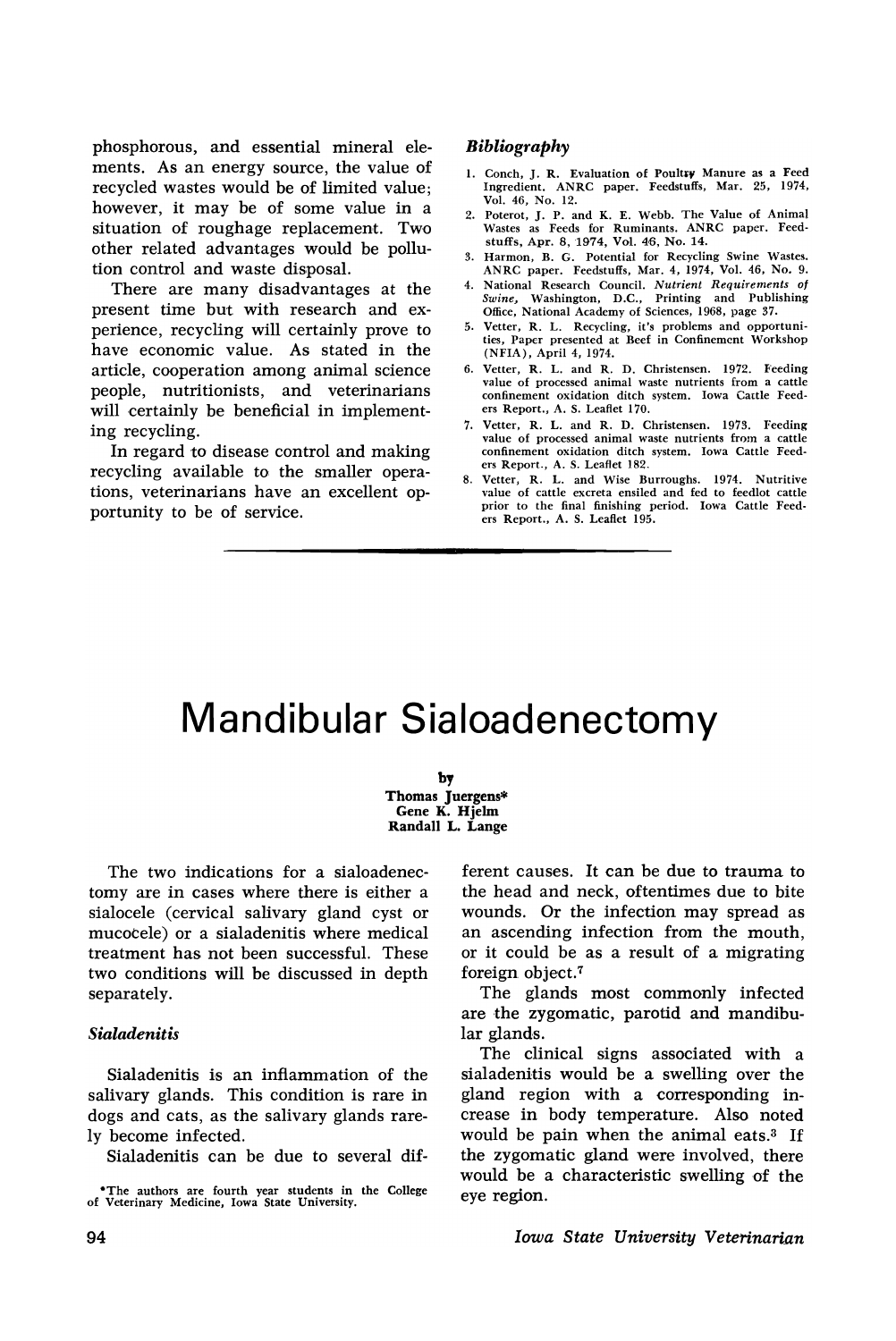phosphorous, and essential mineral elements. As an energy source, the value of recycled wastes would be of limited value; however, it may be of some value in a situation of roughage replacement. Two other related advantages would be pollution control and waste disposal.

There are many disadvantages at the present time but with research and experience, recycling will certainly prove to have economic value. As stated in the article, cooperation among animal science people, nutritionists, and veterinarians will certainly be beneficial in implementing recycling.

In regard to disease control and making recycling available to the smaller operations, veterinarians have an excellent opportunity to be of service.

### *Bibliography*

1. Conch, J. R. Evaluation of Poultry Manure as a Feed Ingredient. ANRC paper. Feedstuffs, Mar. 25, 1974, Vol. 46, No. 12.
2. Poterot, J. P. and K. E. Webb. The Value of Animal Wastes as Feeds for Ruminants. ANRC paper. Feedstuffs, Apr. 8, 1974, Vol. 46, No. 14.
3. Harmon, B. G. Potential for Recycling Swine Wastes. ANRC paper. Feedstuffs, Mar. 4, 1974, Vol. 46, No. 9.
4. National Research Council. *Nutrient Requirements of Swine*, Washington, D.C., Printing and Publishing Office, National Academy of Sciences, 1968, page 37.
5. Vetter, R. L. Recycling, it's problems and opportunities, Paper presented at Beef in Confinement Workshop (NFIA), April 4, 1974.
6. Vetter, R. L. and R. D. Christensen. 1972. Feeding value of processed animal waste nutrients from a cattle confinement oxidation ditch system. Iowa Cattle Feeders Report., A. S. Leaflet 170.
7. Vetter, R. L. and R. D. Christensen. 1973. Feeding value of processed animal waste nutrients from a cattle confinement oxidation ditch system. Iowa Cattle Feeders Report., A. S. Leaflet 182.
8. Vetter, R. L. and Wise Burroughs. 1974. Nutritive value of cattle excreta ensiled and fed to feedlot cattle prior to the final finishing period. Iowa Cattle Feeders Report., A. S. Leaflet 195.

---

# Mandibular Sialoadenectomy

by
Thomas Juergens*
Gene K. Hjelm
Randall L. Lange

The two indications for a sialoadenectomy are in cases where there is either a sialocele (cervical salivary gland cyst or mucocele) or a sialadenitis where medical treatment has not been successful. These two conditions will be discussed in depth separately.

### *Sialadenitis*

Sialadenitis is an inflammation of the salivary glands. This condition is rare in dogs and cats, as the salivary glands rarely become infected.

Sialadenitis can be due to several different causes. It can be due to trauma to the head and neck, oftentimes due to bite wounds. Or the infection may spread as an ascending infection from the mouth, or it could be as a result of a migrating foreign object.[7]

The glands most commonly infected are the zygomatic, parotid and mandibular glands.

The clinical signs associated with a sialadenitis would be a swelling over the gland region with a corresponding increase in body temperature. Also noted would be pain when the animal eats.[3] If the zygomatic gland were involved, there would be a characteristic swelling of the eye region.

*The authors are fourth year students in the College of Veterinary Medicine, Iowa State University.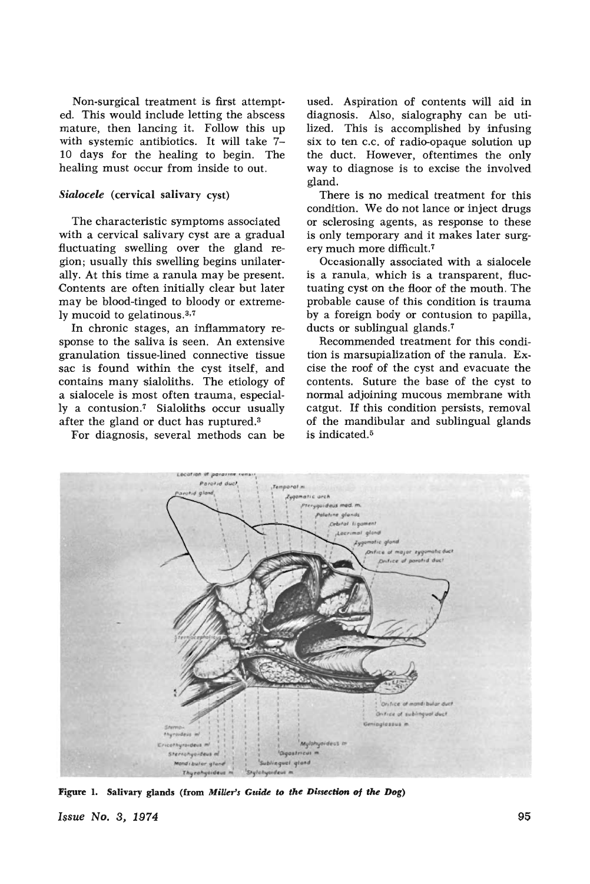Non-surgical treatment is first attempted. This would include letting the abscess mature, then lancing it. Follow this up with systemic antibiotics. It will take 7–10 days for the healing to begin. The healing must occur from inside to out.

### *Sialocele* (cervical salivary cyst)

The characteristic symptoms associated with a cervical salivary cyst are a gradual fluctuating swelling over the gland region; usually this swelling begins unilaterally. At this time a ranula may be present. Contents are often initially clear but later may be blood-tinged to bloody or extremely mucoid to gelatinous.[3,7]

In chronic stages, an inflammatory response to the saliva is seen. An extensive granulation tissue-lined connective tissue sac is found within the cyst itself, and contains many sialoliths. The etiology of a sialocele is most often trauma, especially a contusion.[7] Sialoliths occur usually after the gland or duct has ruptured.[3]

For diagnosis, several methods can be used. Aspiration of contents will aid in diagnosis. Also, sialography can be utilized. This is accomplished by infusing six to ten c.c. of radio-opaque solution up the duct. However, oftentimes the only way to diagnose is to excise the involved gland.

There is no medical treatment for this condition. We do not lance or inject drugs or sclerosing agents, as response to these is only temporary and it makes later surgery much more difficult.[7]

Occasionally associated with a sialocele is a ranula, which is a transparent, fluctuating cyst on the floor of the mouth. The probable cause of this condition is trauma by a foreign body or contusion to papilla, ducts or sublingual glands.[7]

Recommended treatment for this condition is marsupialization of the ranula. Excise the roof of the cyst and evacuate the contents. Suture the base of the cyst to normal adjoining mucous membrane with catgut. If this condition persists, removal of the mandibular and sublingual glands is indicated.[5]

**Figure 1. Salivary glands (from *Miller's Guide to the Dissection of the Dog*)**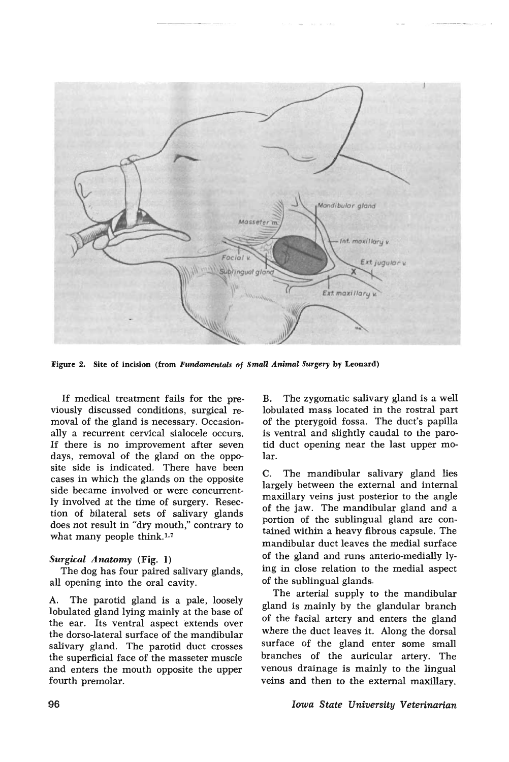Figure 2. Site of incision (from *Fundamentals of Small Animal Surgery* by Leonard)

If medical treatment fails for the previously discussed conditions, surgical removal of the gland is necessary. Occasionally a recurrent cervical sialocele occurs. If there is no improvement after seven days, removal of the gland on the opposite side is indicated. There have been cases in which the glands on the opposite side became involved or were concurrently involved at the time of surgery. Resection of bilateral sets of salivary glands does not result in "dry mouth," contrary to what many people think.[1,7]

### *Surgical Anatomy* (Fig. 1)

The dog has four paired salivary glands, all opening into the oral cavity.

A. The parotid gland is a pale, loosely lobulated gland lying mainly at the base of the ear. Its ventral aspect extends over the dorso-lateral surface of the mandibular salivary gland. The parotid duct crosses the superficial face of the masseter muscle and enters the mouth opposite the upper fourth premolar.

B. The zygomatic salivary gland is a well lobulated mass located in the rostral part of the pterygoid fossa. The duct's papilla is ventral and slightly caudal to the parotid duct opening near the last upper molar.

C. The mandibular salivary gland lies largely between the external and internal maxillary veins just posterior to the angle of the jaw. The mandibular gland and a portion of the sublingual gland are contained within a heavy fibrous capsule. The mandibular duct leaves the medial surface of the gland and runs anterio-medially lying in close relation to the medial aspect of the sublingual glands.

The arterial supply to the mandibular gland is mainly by the glandular branch of the facial artery and enters the gland where the duct leaves it. Along the dorsal surface of the gland enter some small branches of the auricular artery. The venous drainage is mainly to the lingual veins and then to the external maxillary.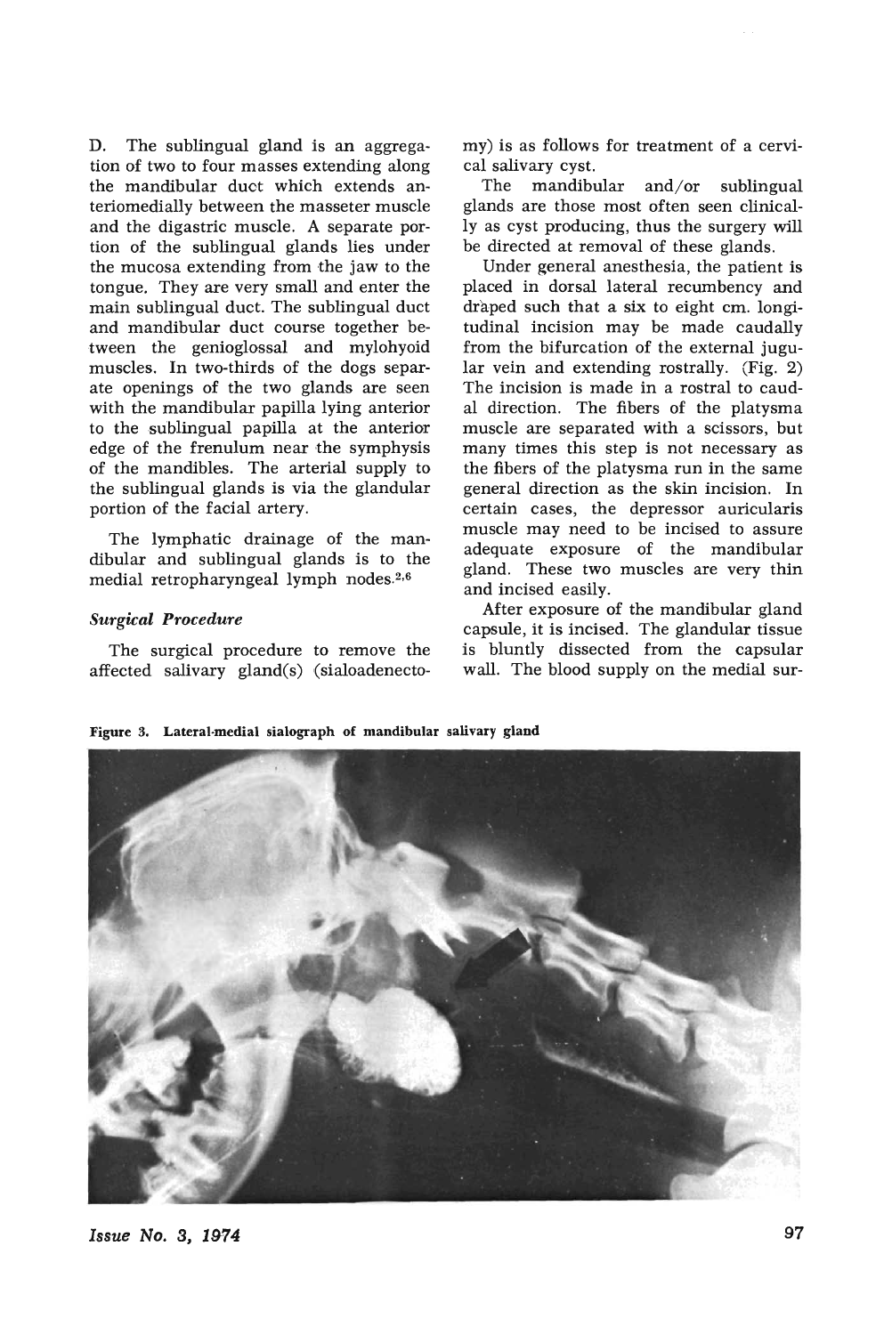D. The sublingual gland is an aggregation of two to four masses extending along the mandibular duct which extends anteriomedially between the masseter muscle and the digastric muscle. A separate portion of the sublingual glands lies under the mucosa extending from the jaw to the tongue. They are very small and enter the main sublingual duct. The sublingual duct and mandibular duct course together between the genioglossal and mylohyoid muscles. In two-thirds of the dogs separate openings of the two glands are seen with the mandibular papilla lying anterior to the sublingual papilla at the anterior edge of the frenulum near the symphysis of the mandibles. The arterial supply to the sublingual glands is via the glandular portion of the facial artery.

The lymphatic drainage of the mandibular and sublingual glands is to the medial retropharyngeal lymph nodes.[2,6]

### *Surgical Procedure*

The surgical procedure to remove the affected salivary gland(s) (sialoadenectomy) is as follows for treatment of a cervical salivary cyst.

The mandibular and/or sublingual glands are those most often seen clinically as cyst producing, thus the surgery will be directed at removal of these glands.

Under general anesthesia, the patient is placed in dorsal lateral recumbency and draped such that a six to eight cm. longitudinal incision may be made caudally from the bifurcation of the external jugular vein and extending rostrally. (Fig. 2) The incision is made in a rostral to caudal direction. The fibers of the platysma muscle are separated with a scissors, but many times this step is not necessary as the fibers of the platysma run in the same general direction as the skin incision. In certain cases, the depressor auricularis muscle may need to be incised to assure adequate exposure of the mandibular gland. These two muscles are very thin and incised easily.

After exposure of the mandibular gland capsule, it is incised. The glandular tissue is bluntly dissected from the capsular wall. The blood supply on the medial sur-

**Figure 3. Lateral-medial sialograph of mandibular salivary gland**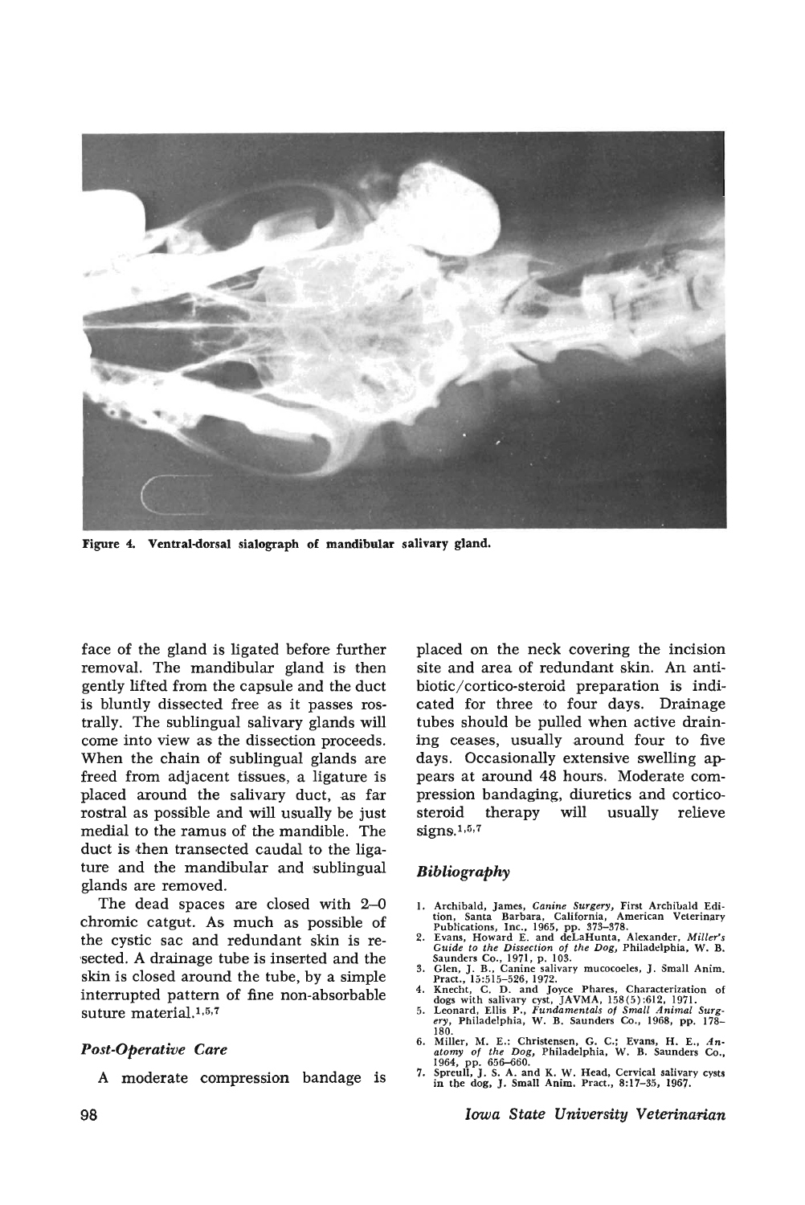Figure 4. Ventral-dorsal sialograph of mandibular salivary gland.

face of the gland is ligated before further removal. The mandibular gland is then gently lifted from the capsule and the duct is bluntly dissected free as it passes rostrally. The sublingual salivary glands will come into view as the dissection proceeds. When the chain of sublingual glands are freed from adjacent tissues, a ligature is placed around the salivary duct, as far rostral as possible and will usually be just medial to the ramus of the mandible. The duct is then transected caudal to the ligature and the mandibular and sublingual glands are removed.

The dead spaces are closed with 2–0 chromic catgut. As much as possible of the cystic sac and redundant skin is resected. A drainage tube is inserted and the skin is closed around the tube, by a simple interrupted pattern of fine non-absorbable suture material.[1,5,7]

### *Post-Operative Care*

A moderate compression bandage is placed on the neck covering the incision site and area of redundant skin. An antibiotic/cortico-steroid preparation is indicated for three to four days. Drainage tubes should be pulled when active draining ceases, usually around four to five days. Occasionally extensive swelling appears at around 48 hours. Moderate compression bandaging, diuretics and corticosteroid therapy will usually relieve signs.[1,5,7]

### *Bibliography*

1. Archibald, James, *Canine Surgery*, First Archibald Edition, Santa Barbara, California, American Veterinary Publications, Inc., 1965, pp. 373–378.
2. Evans, Howard E. and deLaHunta, Alexander, *Miller's Guide to the Dissection of the Dog*, Philadelphia, W. B. Saunders Co., 1971, p. 103.
3. Glen, J. B., Canine salivary mucocoeles, J. Small Anim. Pract., 15:515–526, 1972.
4. Knecht, C. D. and Joyce Phares, Characterization of dogs with salivary cyst, JAVMA, 158(5):612, 1971.
5. Leonard, Ellis P., *Fundamentals of Small Animal Surgery*, Philadelphia, W. B. Saunders Co., 1968, pp. 178–180.
6. Miller, M. E.: Christensen, G. C.; Evans, H. E., *Anatomy of the Dog*, Philadelphia, W. B. Saunders Co., 1964, pp. 656–660.
7. Spreull, J. S. A. and K. W. Head, Cervical salivary cysts in the dog, J. Small Anim. Pract., 8:17–35, 1967.